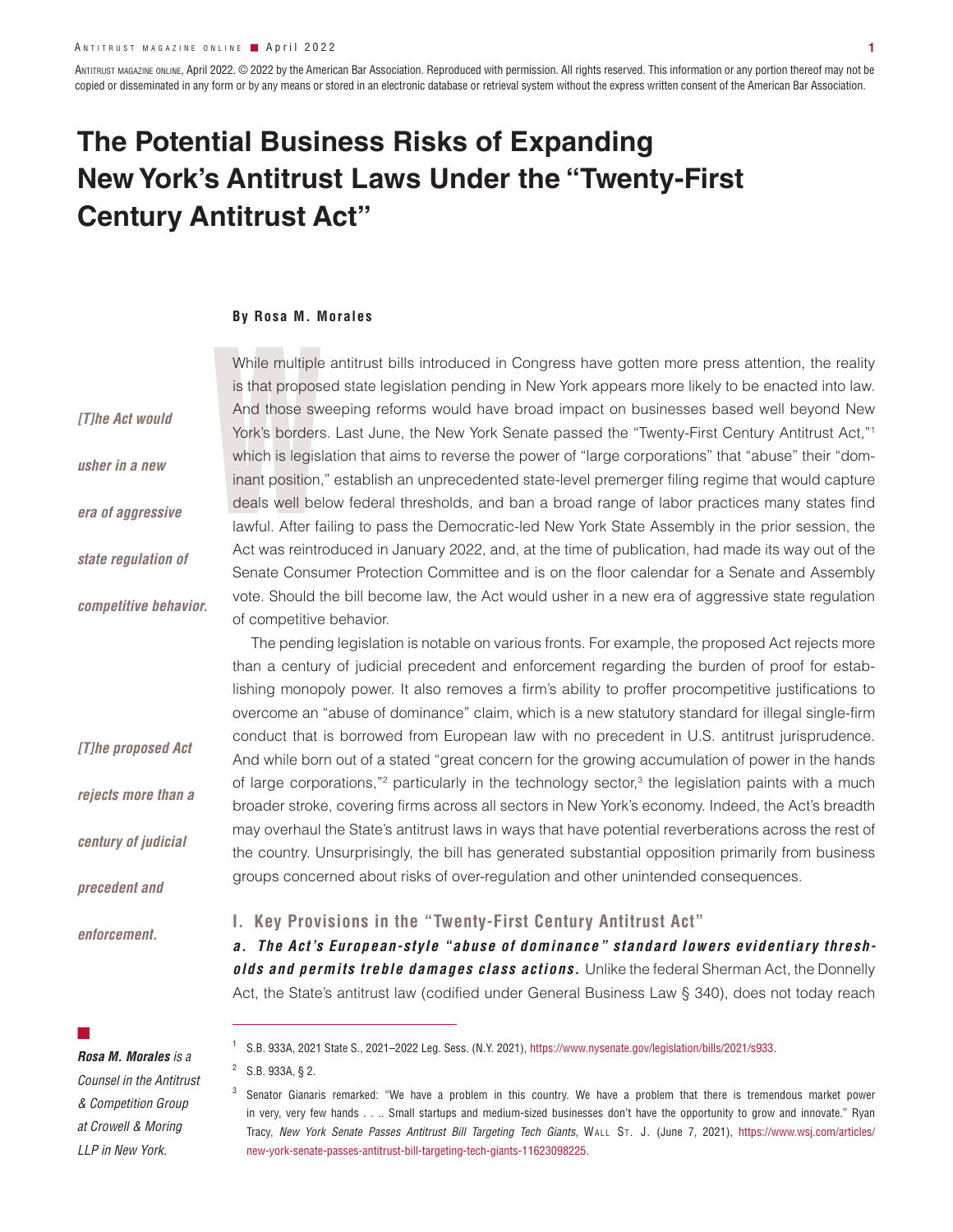ANTITRUST MAGAZINE ONLINE, April 2022. © 2022 by the American Bar Association. Reproduced with permission. All rights reserved. This information or any portion thereof may not be copied or disseminated in any form or by any means or stored in an electronic database or retrieval system without the express written consent of the American Bar Association.

# The Potential Business Risks of Expanding New York's Antitrust Laws Under the "Twenty-First Century Antitrust Act"

**By Rosa M. Morales**

While multiple antitrust bills introduced in Congress have gotten more press attention, the reality is that proposed state legislation pending in New York appears more likely to be enacted into law. And those sweeping reforms would have broad impact on businesses based well beyond New York's borders. Last June, the New York Senate passed the "Twenty-First Century Antitrust Act,"[1] which is legislation that aims to reverse the power of "large corporations" that "abuse" their "dominant position," establish an unprecedented state-level premerger filing regime that would capture deals well below federal thresholds, and ban a broad range of labor practices many states find lawful. After failing to pass the Democratic-led New York State Assembly in the prior session, the Act was reintroduced in January 2022, and, at the time of publication, had made its way out of the Senate Consumer Protection Committee and is on the floor calendar for a Senate and Assembly vote. Should the bill become law, the Act would usher in a new era of aggressive state regulation of competitive behavior.

*[T]he Act would usher in a new era of aggressive state regulation of competitive behavior.*

The pending legislation is notable on various fronts. For example, the proposed Act rejects more than a century of judicial precedent and enforcement regarding the burden of proof for establishing monopoly power. It also removes a firm's ability to proffer procompetitive justifications to overcome an "abuse of dominance" claim, which is a new statutory standard for illegal single-firm conduct that is borrowed from European law with no precedent in U.S. antitrust jurisprudence. And while born out of a stated "great concern for the growing accumulation of power in the hands of large corporations,"[2] particularly in the technology sector,[3] the legislation paints with a much broader stroke, covering firms across all sectors in New York's economy. Indeed, the Act's breadth may overhaul the State's antitrust laws in ways that have potential reverberations across the rest of the country. Unsurprisingly, the bill has generated substantial opposition primarily from business groups concerned about risks of over-regulation and other unintended consequences.

*[T]he proposed Act rejects more than a century of judicial precedent and enforcement.*

## I. Key Provisions in the "Twenty-First Century Antitrust Act"

***a. The Act's European-style "abuse of dominance" standard lowers evidentiary thresholds and permits treble damages class actions.*** Unlike the federal Sherman Act, the Donnelly Act, the State's antitrust law (codified under General Business Law § 340), does not today reach

*Rosa M. Morales is a Counsel in the Antitrust & Competition Group at Crowell & Moring LLP in New York.*

[1] S.B. 933A, 2021 State S., 2021–2022 Leg. Sess. (N.Y. 2021), https://www.nysenate.gov/legislation/bills/2021/s933.

[2] S.B. 933A, § 2.

[3] Senator Gianaris remarked: "We have a problem in this country. We have a problem that there is tremendous market power in very, very few hands . . .. Small startups and medium-sized businesses don't have the opportunity to grow and innovate." Ryan Tracy, *New York Senate Passes Antitrust Bill Targeting Tech Giants*, WALL ST. J. (June 7, 2021), https://www.wsj.com/articles/new-york-senate-passes-antitrust-bill-targeting-tech-giants-11623098225.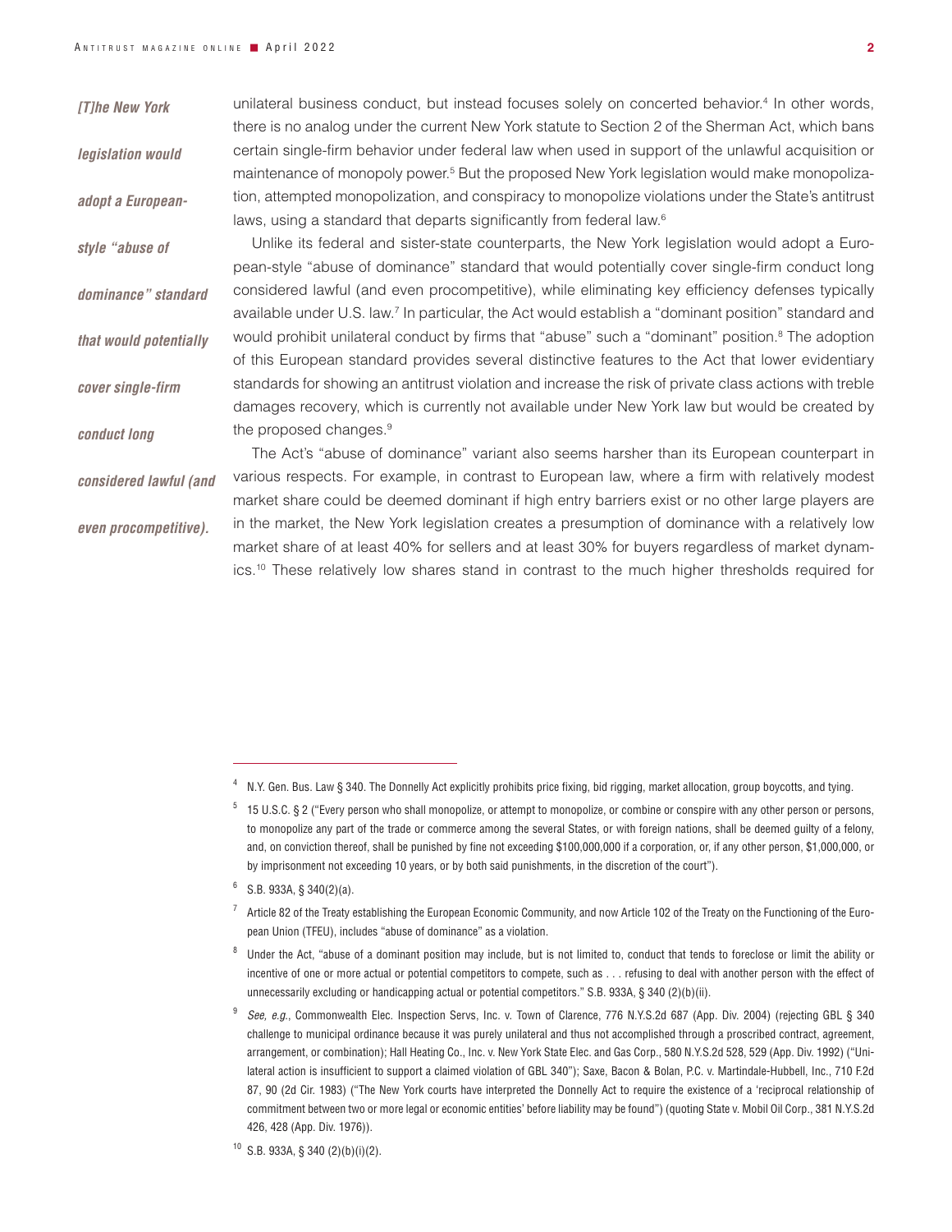*[T]he New York legislation would adopt a European-style "abuse of dominance" standard that would potentially cover single-firm conduct long considered lawful (and even procompetitive).*

unilateral business conduct, but instead focuses solely on concerted behavior.[4] In other words, there is no analog under the current New York statute to Section 2 of the Sherman Act, which bans certain single-firm behavior under federal law when used in support of the unlawful acquisition or maintenance of monopoly power.[5] But the proposed New York legislation would make monopolization, attempted monopolization, and conspiracy to monopolize violations under the State's antitrust laws, using a standard that departs significantly from federal law.[6]

Unlike its federal and sister-state counterparts, the New York legislation would adopt a European-style "abuse of dominance" standard that would potentially cover single-firm conduct long considered lawful (and even procompetitive), while eliminating key efficiency defenses typically available under U.S. law.[7] In particular, the Act would establish a "dominant position" standard and would prohibit unilateral conduct by firms that "abuse" such a "dominant" position.[8] The adoption of this European standard provides several distinctive features to the Act that lower evidentiary standards for showing an antitrust violation and increase the risk of private class actions with treble damages recovery, which is currently not available under New York law but would be created by the proposed changes.[9]

The Act's "abuse of dominance" variant also seems harsher than its European counterpart in various respects. For example, in contrast to European law, where a firm with relatively modest market share could be deemed dominant if high entry barriers exist or no other large players are in the market, the New York legislation creates a presumption of dominance with a relatively low market share of at least 40% for sellers and at least 30% for buyers regardless of market dynamics.[10] These relatively low shares stand in contrast to the much higher thresholds required for

---

[4] N.Y. Gen. Bus. Law § 340. The Donnelly Act explicitly prohibits price fixing, bid rigging, market allocation, group boycotts, and tying.

[5] 15 U.S.C. § 2 ("Every person who shall monopolize, or attempt to monopolize, or combine or conspire with any other person or persons, to monopolize any part of the trade or commerce among the several States, or with foreign nations, shall be deemed guilty of a felony, and, on conviction thereof, shall be punished by fine not exceeding $100,000,000 if a corporation, or, if any other person, $1,000,000, or by imprisonment not exceeding 10 years, or by both said punishments, in the discretion of the court").

[6] S.B. 933A, § 340(2)(a).

[7] Article 82 of the Treaty establishing the European Economic Community, and now Article 102 of the Treaty on the Functioning of the European Union (TFEU), includes "abuse of dominance" as a violation.

[8] Under the Act, "abuse of a dominant position may include, but is not limited to, conduct that tends to foreclose or limit the ability or incentive of one or more actual or potential competitors to compete, such as . . . refusing to deal with another person with the effect of unnecessarily excluding or handicapping actual or potential competitors." S.B. 933A, § 340 (2)(b)(ii).

[9] *See, e.g.*, Commonwealth Elec. Inspection Servs, Inc. v. Town of Clarence, 776 N.Y.S.2d 687 (App. Div. 2004) (rejecting GBL § 340 challenge to municipal ordinance because it was purely unilateral and thus not accomplished through a proscribed contract, agreement, arrangement, or combination); Hall Heating Co., Inc. v. New York State Elec. and Gas Corp., 580 N.Y.S.2d 528, 529 (App. Div. 1992) ("Unilateral action is insufficient to support a claimed violation of GBL 340"); Saxe, Bacon & Bolan, P.C. v. Martindale-Hubbell, Inc., 710 F.2d 87, 90 (2d Cir. 1983) ("The New York courts have interpreted the Donnelly Act to require the existence of a 'reciprocal relationship of commitment between two or more legal or economic entities' before liability may be found") (quoting State v. Mobil Oil Corp., 381 N.Y.S.2d 426, 428 (App. Div. 1976)).

[10] S.B. 933A, § 340 (2)(b)(i)(2).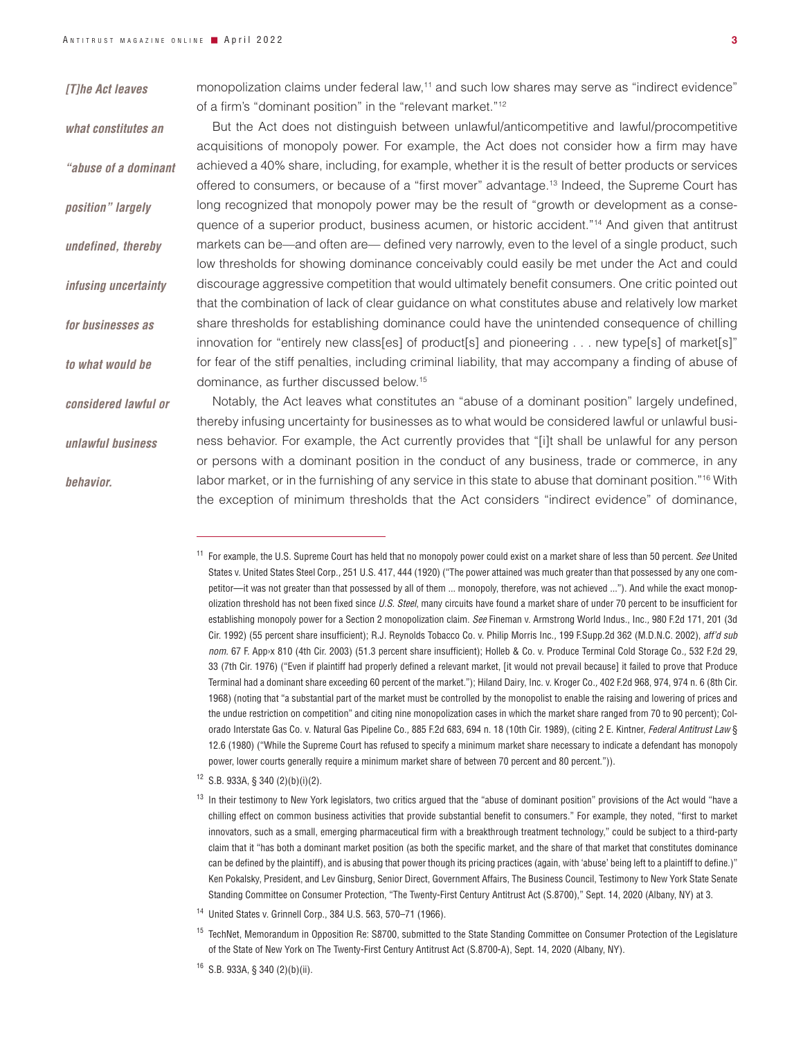*[T]he Act leaves what constitutes an "abuse of a dominant position" largely undefined, thereby infusing uncertainty for businesses as to what would be considered lawful or unlawful business behavior.*

monopolization claims under federal law,[11] and such low shares may serve as "indirect evidence" of a firm's "dominant position" in the "relevant market."[12]

But the Act does not distinguish between unlawful/anticompetitive and lawful/procompetitive acquisitions of monopoly power. For example, the Act does not consider how a firm may have achieved a 40% share, including, for example, whether it is the result of better products or services offered to consumers, or because of a "first mover" advantage.[13] Indeed, the Supreme Court has long recognized that monopoly power may be the result of "growth or development as a consequence of a superior product, business acumen, or historic accident."[14] And given that antitrust markets can be—and often are— defined very narrowly, even to the level of a single product, such low thresholds for showing dominance conceivably could easily be met under the Act and could discourage aggressive competition that would ultimately benefit consumers. One critic pointed out that the combination of lack of clear guidance on what constitutes abuse and relatively low market share thresholds for establishing dominance could have the unintended consequence of chilling innovation for "entirely new class[es] of product[s] and pioneering . . . new type[s] of market[s]" for fear of the stiff penalties, including criminal liability, that may accompany a finding of abuse of dominance, as further discussed below.[15]

Notably, the Act leaves what constitutes an "abuse of a dominant position" largely undefined, thereby infusing uncertainty for businesses as to what would be considered lawful or unlawful business behavior. For example, the Act currently provides that "[i]t shall be unlawful for any person or persons with a dominant position in the conduct of any business, trade or commerce, in any labor market, or in the furnishing of any service in this state to abuse that dominant position."[16] With the exception of minimum thresholds that the Act considers "indirect evidence" of dominance,

---

[11] For example, the U.S. Supreme Court has held that no monopoly power could exist on a market share of less than 50 percent. *See* United States v. United States Steel Corp., 251 U.S. 417, 444 (1920) ("The power attained was much greater than that possessed by any one competitor—it was not greater than that possessed by all of them ... monopoly, therefore, was not achieved ..."). And while the exact monopolization threshold has not been fixed since *U.S. Steel*, many circuits have found a market share of under 70 percent to be insufficient for establishing monopoly power for a Section 2 monopolization claim. *See* Fineman v. Armstrong World Indus., Inc., 980 F.2d 171, 201 (3d Cir. 1992) (55 percent share insufficient); R.J. Reynolds Tobacco Co. v. Philip Morris Inc., 199 F.Supp.2d 362 (M.D.N.C. 2002), *aff'd sub nom.* 67 F. App›x 810 (4th Cir. 2003) (51.3 percent share insufficient); Holleb & Co. v. Produce Terminal Cold Storage Co., 532 F.2d 29, 33 (7th Cir. 1976) ("Even if plaintiff had properly defined a relevant market, [it would not prevail because] it failed to prove that Produce Terminal had a dominant share exceeding 60 percent of the market."); Hiland Dairy, Inc. v. Kroger Co., 402 F.2d 968, 974, 974 n. 6 (8th Cir. 1968) (noting that "a substantial part of the market must be controlled by the monopolist to enable the raising and lowering of prices and the undue restriction on competition" and citing nine monopolization cases in which the market share ranged from 70 to 90 percent); Colorado Interstate Gas Co. v. Natural Gas Pipeline Co., 885 F.2d 683, 694 n. 18 (10th Cir. 1989), (citing 2 E. Kintner, *Federal Antitrust Law* § 12.6 (1980) ("While the Supreme Court has refused to specify a minimum market share necessary to indicate a defendant has monopoly power, lower courts generally require a minimum market share of between 70 percent and 80 percent.")).

[12] S.B. 933A, § 340 (2)(b)(i)(2).

[13] In their testimony to New York legislators, two critics argued that the "abuse of dominant position" provisions of the Act would "have a chilling effect on common business activities that provide substantial benefit to consumers." For example, they noted, "first to market innovators, such as a small, emerging pharmaceutical firm with a breakthrough treatment technology," could be subject to a third-party claim that it "has both a dominant market position (as both the specific market, and the share of that market that constitutes dominance can be defined by the plaintiff), and is abusing that power though its pricing practices (again, with 'abuse' being left to a plaintiff to define.)" Ken Pokalsky, President, and Lev Ginsburg, Senior Direct, Government Affairs, The Business Council, Testimony to New York State Senate Standing Committee on Consumer Protection, "The Twenty-First Century Antitrust Act (S.8700)," Sept. 14, 2020 (Albany, NY) at 3.

[14] United States v. Grinnell Corp., 384 U.S. 563, 570–71 (1966).

[15] TechNet, Memorandum in Opposition Re: S8700, submitted to the State Standing Committee on Consumer Protection of the Legislature of the State of New York on The Twenty-First Century Antitrust Act (S.8700-A), Sept. 14, 2020 (Albany, NY).

[16] S.B. 933A, § 340 (2)(b)(ii).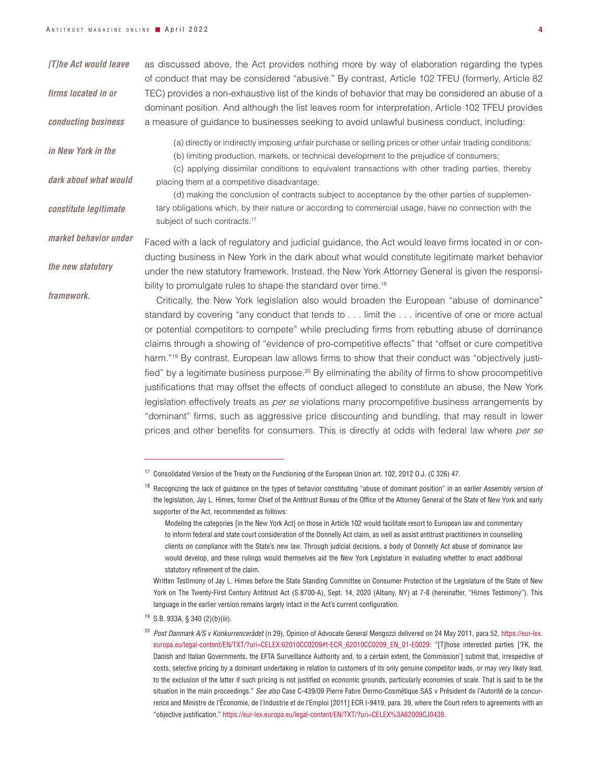*[T]he Act would leave firms located in or conducting business in New York in the dark about what would constitute legitimate market behavior under the new statutory framework.*

as discussed above, the Act provides nothing more by way of elaboration regarding the types of conduct that may be considered "abusive." By contrast, Article 102 TFEU (formerly, Article 82 TEC) provides a non-exhaustive list of the kinds of behavior that may be considered an abuse of a dominant position. And although the list leaves room for interpretation, Article 102 TFEU provides a measure of guidance to businesses seeking to avoid unlawful business conduct, including:

> (a) directly or indirectly imposing unfair purchase or selling prices or other unfair trading conditions;
> (b) limiting production, markets, or technical development to the prejudice of consumers;
> (c) applying dissimilar conditions to equivalent transactions with other trading parties, thereby placing them at a competitive disadvantage;
> (d) making the conclusion of contracts subject to acceptance by the other parties of supplementary obligations which, by their nature or according to commercial usage, have no connection with the subject of such contracts.[17]

Faced with a lack of regulatory and judicial guidance, the Act would leave firms located in or conducting business in New York in the dark about what would constitute legitimate market behavior under the new statutory framework. Instead, the New York Attorney General is given the responsibility to promulgate rules to shape the standard over time.[18]

Critically, the New York legislation also would broaden the European "abuse of dominance" standard by covering "any conduct that tends to . . . limit the . . . incentive of one or more actual or potential competitors to compete" while precluding firms from rebutting abuse of dominance claims through a showing of "evidence of pro-competitive effects" that "offset or cure competitive harm."[19] By contrast, European law allows firms to show that their conduct was "objectively justified" by a legitimate business purpose.[20] By eliminating the ability of firms to show procompetitive justifications that may offset the effects of conduct alleged to constitute an abuse, the New York legislation effectively treats as *per se* violations many procompetitive business arrangements by "dominant" firms, such as aggressive price discounting and bundling, that may result in lower prices and other benefits for consumers. This is directly at odds with federal law where *per se*

---

[17] Consolidated Version of the Treaty on the Functioning of the European Union art. 102, 2012 O.J. (C 326) 47.

[18] Recognizing the lack of guidance on the types of behavior constituting "abuse of dominant position" in an earlier Assembly version of the legislation, Jay L. Himes, former Chief of the Antitrust Bureau of the Office of the Attorney General of the State of New York and early supporter of the Act, recommended as follows:

> Modeling the categories [in the New York Act] on those in Article 102 would facilitate resort to European law and commentary to inform federal and state court consideration of the Donnelly Act claim, as well as assist antitrust practitioners in counselling clients on compliance with the State's new law. Through judicial decisions, a body of Donnelly Act abuse of dominance law would develop, and these rulings would themselves aid the New York Legislature in evaluating whether to enact additional statutory refinement of the claim.

Written Testimony of Jay L. Himes before the State Standing Committee on Consumer Protection of the Legislature of the State of New York on The Twenty-First Century Antitrust Act (S.8700-A), Sept. 14, 2020 (Albany, NY) at 7-8 (hereinafter, "Himes Testimony"). This language in the earlier version remains largely intact in the Act's current configuration.

[19] S.B. 933A, § 340 (2)(b)(iii).

[20] *Post Danmark A/S v Konkurrencerådet* (n 29), Opinion of Advocate General Mengozzi delivered on 24 May 2011, para 52, https://eur-lex.europa.eu/legal-content/EN/TXT/?uri=CELEX:62010CC0209#t-ECR_62010CC0209_EN_01-E0029: "[T]hose interested parties ['FK, the Danish and Italian Governments, the EFTA Surveillance Authority and, to a certain extent, the Commission'] submit that, irrespective of costs, selective pricing by a dominant undertaking in relation to customers of its only genuine competitor leads, or may very likely lead, to the exclusion of the latter if such pricing is not justified on economic grounds, particularly economies of scale. That is said to be the situation in the main proceedings." *See also* Case C-439/09 Pierre Fabre Dermo-Cosmétique SAS v Président de l'Autorité de la concurrence and Ministre de l'Économie, de l'Industrie et de l'Emploi [2011] ECR I-9419, para. 39, where the Court refers to agreements with an "objective justification." https://eur-lex.europa.eu/legal-content/EN/TXT/?uri=CELEX%3A62009CJ0439.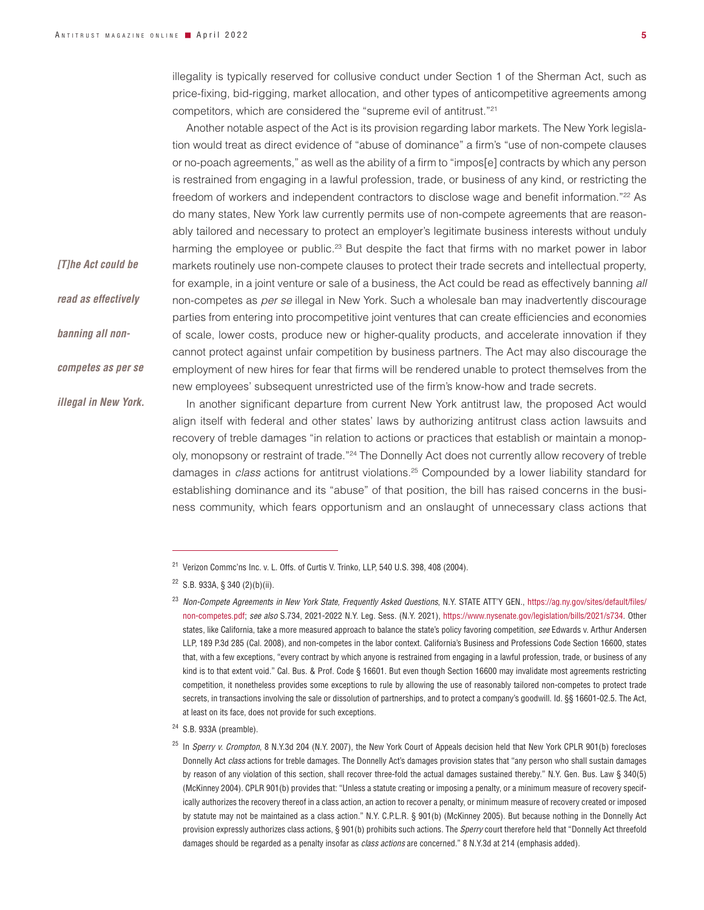illegality is typically reserved for collusive conduct under Section 1 of the Sherman Act, such as price-fixing, bid-rigging, market allocation, and other types of anticompetitive agreements among competitors, which are considered the "supreme evil of antitrust."[21]

Another notable aspect of the Act is its provision regarding labor markets. The New York legislation would treat as direct evidence of "abuse of dominance" a firm's "use of non-compete clauses or no-poach agreements," as well as the ability of a firm to "impos[e] contracts by which any person is restrained from engaging in a lawful profession, trade, or business of any kind, or restricting the freedom of workers and independent contractors to disclose wage and benefit information."[22] As do many states, New York law currently permits use of non-compete agreements that are reasonably tailored and necessary to protect an employer's legitimate business interests without unduly harming the employee or public.[23] But despite the fact that firms with no market power in labor markets routinely use non-compete clauses to protect their trade secrets and intellectual property, for example, in a joint venture or sale of a business, the Act could be read as effectively banning *all* non-competes as *per se* illegal in New York. Such a wholesale ban may inadvertently discourage parties from entering into procompetitive joint ventures that can create efficiencies and economies of scale, lower costs, produce new or higher-quality products, and accelerate innovation if they cannot protect against unfair competition by business partners. The Act may also discourage the employment of new hires for fear that firms will be rendered unable to protect themselves from the new employees' subsequent unrestricted use of the firm's know-how and trade secrets.

***[T]he Act could be read as effectively banning all non-competes as per se illegal in New York.***

In another significant departure from current New York antitrust law, the proposed Act would align itself with federal and other states' laws by authorizing antitrust class action lawsuits and recovery of treble damages "in relation to actions or practices that establish or maintain a monopoly, monopsony or restraint of trade."[24] The Donnelly Act does not currently allow recovery of treble damages in *class* actions for antitrust violations.[25] Compounded by a lower liability standard for establishing dominance and its "abuse" of that position, the bill has raised concerns in the business community, which fears opportunism and an onslaught of unnecessary class actions that

---

[21] Verizon Commc'ns Inc. v. L. Offs. of Curtis V. Trinko, LLP, 540 U.S. 398, 408 (2004).

[22] S.B. 933A, § 340 (2)(b)(ii).

[23] *Non-Compete Agreements in New York State, Frequently Asked Questions*, N.Y. STATE ATT'Y GEN., https://ag.ny.gov/sites/default/files/non-competes.pdf; *see also* S.734, 2021-2022 N.Y. Leg. Sess. (N.Y. 2021), https://www.nysenate.gov/legislation/bills/2021/s734. Other states, like California, take a more measured approach to balance the state's policy favoring competition, *see* Edwards v. Arthur Andersen LLP, 189 P.3d 285 (Cal. 2008), and non-competes in the labor context. California's Business and Professions Code Section 16600, states that, with a few exceptions, "every contract by which anyone is restrained from engaging in a lawful profession, trade, or business of any kind is to that extent void." Cal. Bus. & Prof. Code § 16601. But even though Section 16600 may invalidate most agreements restricting competition, it nonetheless provides some exceptions to rule by allowing the use of reasonably tailored non-competes to protect trade secrets, in transactions involving the sale or dissolution of partnerships, and to protect a company's goodwill. Id. §§ 16601-02.5. The Act, at least on its face, does not provide for such exceptions.

[24] S.B. 933A (preamble).

[25] In *Sperry v. Crompton*, 8 N.Y.3d 204 (N.Y. 2007), the New York Court of Appeals decision held that New York CPLR 901(b) forecloses Donnelly Act *class* actions for treble damages. The Donnelly Act's damages provision states that "any person who shall sustain damages by reason of any violation of this section, shall recover three-fold the actual damages sustained thereby." N.Y. Gen. Bus. Law § 340(5) (McKinney 2004). CPLR 901(b) provides that: "Unless a statute creating or imposing a penalty, or a minimum measure of recovery specifically authorizes the recovery thereof in a class action, an action to recover a penalty, or minimum measure of recovery created or imposed by statute may not be maintained as a class action." N.Y. C.P.L.R. § 901(b) (McKinney 2005). But because nothing in the Donnelly Act provision expressly authorizes class actions, § 901(b) prohibits such actions. The *Sperry* court therefore held that "Donnelly Act threefold damages should be regarded as a penalty insofar as *class actions* are concerned." 8 N.Y.3d at 214 (emphasis added).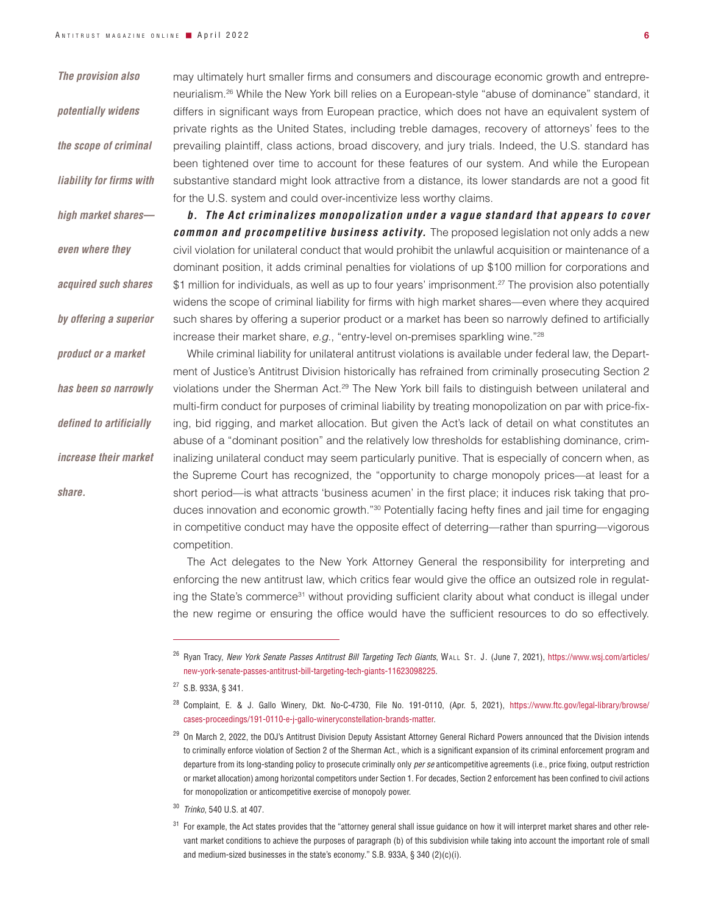*The provision also potentially widens the scope of criminal liability for firms with high market shares—even where they acquired such shares by offering a superior product or a market has been so narrowly defined to artificially increase their market share.*

may ultimately hurt smaller firms and consumers and discourage economic growth and entrepreneurialism.[26] While the New York bill relies on a European-style "abuse of dominance" standard, it differs in significant ways from European practice, which does not have an equivalent system of private rights as the United States, including treble damages, recovery of attorneys' fees to the prevailing plaintiff, class actions, broad discovery, and jury trials. Indeed, the U.S. standard has been tightened over time to account for these features of our system. And while the European substantive standard might look attractive from a distance, its lower standards are not a good fit for the U.S. system and could over-incentivize less worthy claims.

***b. The Act criminalizes monopolization under a vague standard that appears to cover common and procompetitive business activity.*** The proposed legislation not only adds a new civil violation for unilateral conduct that would prohibit the unlawful acquisition or maintenance of a dominant position, it adds criminal penalties for violations of up $100 million for corporations and $1 million for individuals, as well as up to four years' imprisonment.[27] The provision also potentially widens the scope of criminal liability for firms with high market shares—even where they acquired such shares by offering a superior product or a market has been so narrowly defined to artificially increase their market share, *e.g.*, "entry-level on-premises sparkling wine."[28]

While criminal liability for unilateral antitrust violations is available under federal law, the Department of Justice's Antitrust Division historically has refrained from criminally prosecuting Section 2 violations under the Sherman Act.[29] The New York bill fails to distinguish between unilateral and multi-firm conduct for purposes of criminal liability by treating monopolization on par with price-fixing, bid rigging, and market allocation. But given the Act's lack of detail on what constitutes an abuse of a "dominant position" and the relatively low thresholds for establishing dominance, criminalizing unilateral conduct may seem particularly punitive. That is especially of concern when, as the Supreme Court has recognized, the "opportunity to charge monopoly prices—at least for a short period—is what attracts 'business acumen' in the first place; it induces risk taking that produces innovation and economic growth."[30] Potentially facing hefty fines and jail time for engaging in competitive conduct may have the opposite effect of deterring—rather than spurring—vigorous competition.

The Act delegates to the New York Attorney General the responsibility for interpreting and enforcing the new antitrust law, which critics fear would give the office an outsized role in regulating the State's commerce[31] without providing sufficient clarity about what conduct is illegal under the new regime or ensuring the office would have the sufficient resources to do so effectively.

---

[26] Ryan Tracy, *New York Senate Passes Antitrust Bill Targeting Tech Giants*, Wall St. J. (June 7, 2021), https://www.wsj.com/articles/new-york-senate-passes-antitrust-bill-targeting-tech-giants-11623098225.

[27] S.B. 933A, § 341.

[28] Complaint, E. & J. Gallo Winery, Dkt. No-C-4730, File No. 191-0110, (Apr. 5, 2021), https://www.ftc.gov/legal-library/browse/cases-proceedings/191-0110-e-j-gallo-wineryconstellation-brands-matter.

[29] On March 2, 2022, the DOJ's Antitrust Division Deputy Assistant Attorney General Richard Powers announced that the Division intends to criminally enforce violation of Section 2 of the Sherman Act., which is a significant expansion of its criminal enforcement program and departure from its long-standing policy to prosecute criminally only *per se* anticompetitive agreements (i.e., price fixing, output restriction or market allocation) among horizontal competitors under Section 1. For decades, Section 2 enforcement has been confined to civil actions for monopolization or anticompetitive exercise of monopoly power.

[30] *Trinko*, 540 U.S. at 407.

[31] For example, the Act states provides that the "attorney general shall issue guidance on how it will interpret market shares and other relevant market conditions to achieve the purposes of paragraph (b) of this subdivision while taking into account the important role of small and medium-sized businesses in the state's economy." S.B. 933A, § 340 (2)(c)(i).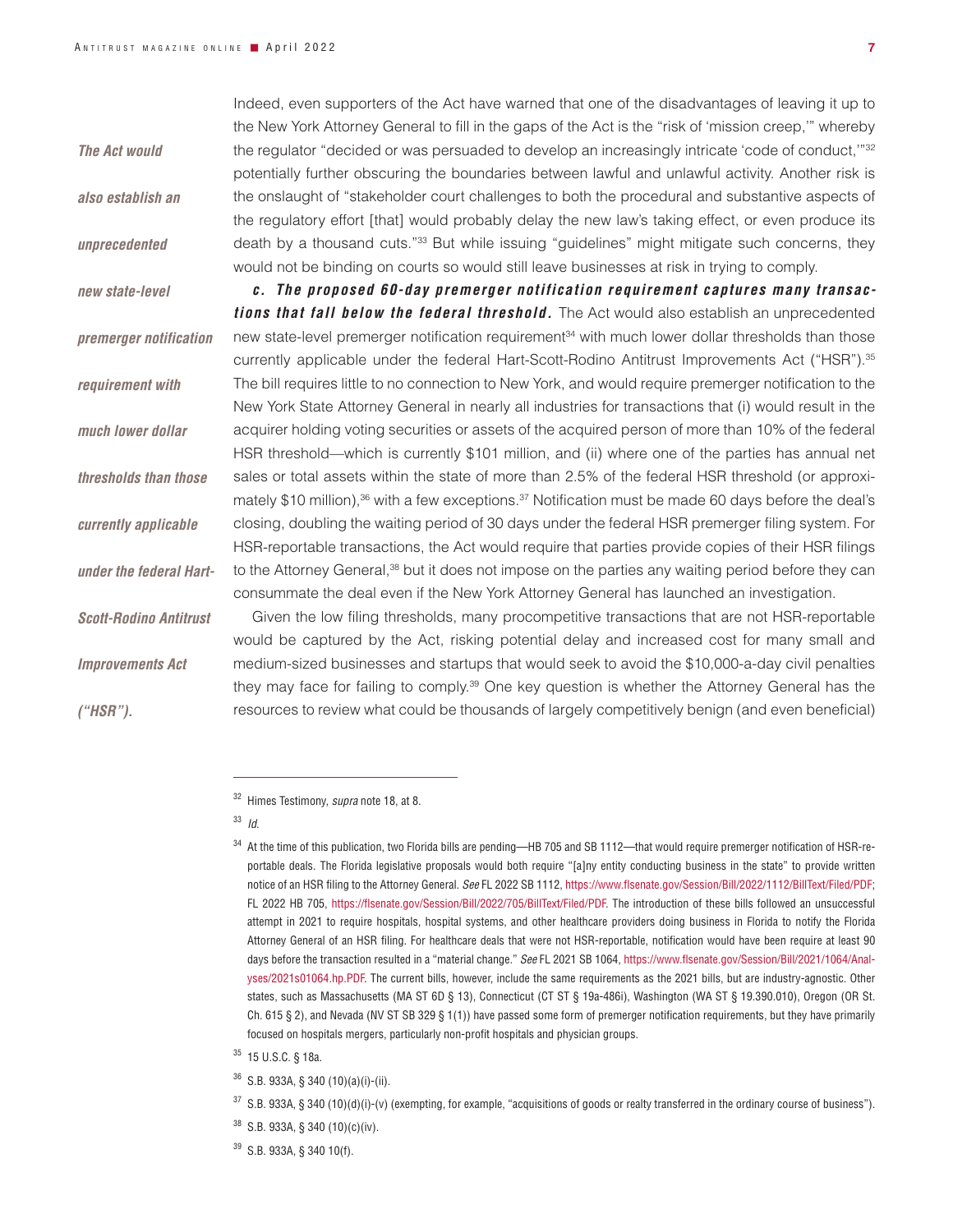Indeed, even supporters of the Act have warned that one of the disadvantages of leaving it up to the New York Attorney General to fill in the gaps of the Act is the "risk of 'mission creep,'" whereby the regulator "decided or was persuaded to develop an increasingly intricate 'code of conduct,'"[32] potentially further obscuring the boundaries between lawful and unlawful activity. Another risk is the onslaught of "stakeholder court challenges to both the procedural and substantive aspects of the regulatory effort [that] would probably delay the new law's taking effect, or even produce its death by a thousand cuts."[33] But while issuing "guidelines" might mitigate such concerns, they would not be binding on courts so would still leave businesses at risk in trying to comply.

*The Act would also establish an unprecedented new state-level premerger notification requirement with much lower dollar thresholds than those currently applicable under the federal Hart-Scott-Rodino Antitrust Improvements Act ("HSR").*

***c. The proposed 60-day premerger notification requirement captures many transactions that fall below the federal threshold.*** The Act would also establish an unprecedented new state-level premerger notification requirement[34] with much lower dollar thresholds than those currently applicable under the federal Hart-Scott-Rodino Antitrust Improvements Act ("HSR").[35] The bill requires little to no connection to New York, and would require premerger notification to the New York State Attorney General in nearly all industries for transactions that (i) would result in the acquirer holding voting securities or assets of the acquired person of more than 10% of the federal HSR threshold—which is currently $101 million, and (ii) where one of the parties has annual net sales or total assets within the state of more than 2.5% of the federal HSR threshold (or approximately $10 million),[36] with a few exceptions.[37] Notification must be made 60 days before the deal's closing, doubling the waiting period of 30 days under the federal HSR premerger filing system. For HSR-reportable transactions, the Act would require that parties provide copies of their HSR filings to the Attorney General,[38] but it does not impose on the parties any waiting period before they can consummate the deal even if the New York Attorney General has launched an investigation.

Given the low filing thresholds, many procompetitive transactions that are not HSR-reportable would be captured by the Act, risking potential delay and increased cost for many small and medium-sized businesses and startups that would seek to avoid the $10,000-a-day civil penalties they may face for failing to comply.[39] One key question is whether the Attorney General has the resources to review what could be thousands of largely competitively benign (and even beneficial)

---

[32] Himes Testimony, *supra* note 18, at 8.

[33] *Id.*

[34] At the time of this publication, two Florida bills are pending—HB 705 and SB 1112—that would require premerger notification of HSR-reportable deals. The Florida legislative proposals would both require "[a]ny entity conducting business in the state" to provide written notice of an HSR filing to the Attorney General. *See* FL 2022 SB 1112, https://www.flsenate.gov/Session/Bill/2022/1112/BillText/Filed/PDF; FL 2022 HB 705, https://flsenate.gov/Session/Bill/2022/705/BillText/Filed/PDF. The introduction of these bills followed an unsuccessful attempt in 2021 to require hospitals, hospital systems, and other healthcare providers doing business in Florida to notify the Florida Attorney General of an HSR filing. For healthcare deals that were not HSR-reportable, notification would have been require at least 90 days before the transaction resulted in a "material change." *See* FL 2021 SB 1064, https://www.flsenate.gov/Session/Bill/2021/1064/Analyses/2021s01064.hp.PDF. The current bills, however, include the same requirements as the 2021 bills, but are industry-agnostic. Other states, such as Massachusetts (MA ST 6D § 13), Connecticut (CT ST § 19a-486i), Washington (WA ST § 19.390.010), Oregon (OR St. Ch. 615 § 2), and Nevada (NV ST SB 329 § 1(1)) have passed some form of premerger notification requirements, but they have primarily focused on hospitals mergers, particularly non-profit hospitals and physician groups.

[35] 15 U.S.C. § 18a.

[36] S.B. 933A, § 340 (10)(a)(i)-(ii).

[37] S.B. 933A, § 340 (10)(d)(i)-(v) (exempting, for example, "acquisitions of goods or realty transferred in the ordinary course of business").

[38] S.B. 933A, § 340 (10)(c)(iv).

[39] S.B. 933A, § 340 10(f).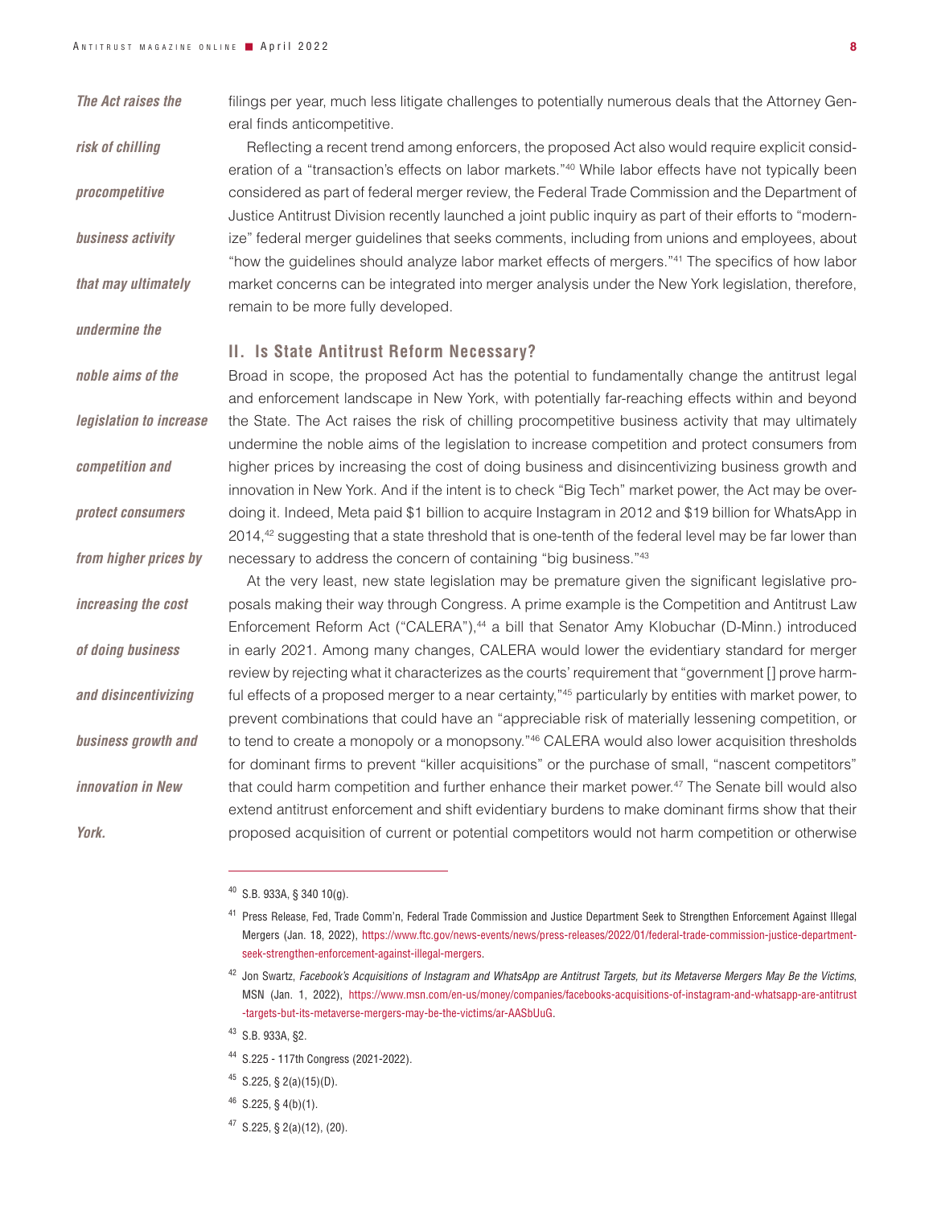filings per year, much less litigate challenges to potentially numerous deals that the Attorney General finds anticompetitive.

Reflecting a recent trend among enforcers, the proposed Act also would require explicit consideration of a "transaction's effects on labor markets."[40] While labor effects have not typically been considered as part of federal merger review, the Federal Trade Commission and the Department of Justice Antitrust Division recently launched a joint public inquiry as part of their efforts to "modernize" federal merger guidelines that seeks comments, including from unions and employees, about "how the guidelines should analyze labor market effects of mergers."[41] The specifics of how labor market concerns can be integrated into merger analysis under the New York legislation, therefore, remain to be more fully developed.

*The Act raises the risk of chilling procompetitive business activity that may ultimately undermine the noble aims of the legislation to increase competition and protect consumers from higher prices by increasing the cost of doing business and disincentivizing business growth and innovation in New York.*

## II. Is State Antitrust Reform Necessary?

Broad in scope, the proposed Act has the potential to fundamentally change the antitrust legal and enforcement landscape in New York, with potentially far-reaching effects within and beyond the State. The Act raises the risk of chilling procompetitive business activity that may ultimately undermine the noble aims of the legislation to increase competition and protect consumers from higher prices by increasing the cost of doing business and disincentivizing business growth and innovation in New York. And if the intent is to check "Big Tech" market power, the Act may be overdoing it. Indeed, Meta paid $1 billion to acquire Instagram in 2012 and $19 billion for WhatsApp in 2014,[42] suggesting that a state threshold that is one-tenth of the federal level may be far lower than necessary to address the concern of containing "big business."[43]

At the very least, new state legislation may be premature given the significant legislative proposals making their way through Congress. A prime example is the Competition and Antitrust Law Enforcement Reform Act ("CALERA"),[44] a bill that Senator Amy Klobuchar (D-Minn.) introduced in early 2021. Among many changes, CALERA would lower the evidentiary standard for merger review by rejecting what it characterizes as the courts' requirement that "government [] prove harmful effects of a proposed merger to a near certainty,"[45] particularly by entities with market power, to prevent combinations that could have an "appreciable risk of materially lessening competition, or to tend to create a monopoly or a monopsony."[46] CALERA would also lower acquisition thresholds for dominant firms to prevent "killer acquisitions" or the purchase of small, "nascent competitors" that could harm competition and further enhance their market power.[47] The Senate bill would also extend antitrust enforcement and shift evidentiary burdens to make dominant firms show that their proposed acquisition of current or potential competitors would not harm competition or otherwise

---

[40] S.B. 933A, § 340 10(g).

[41] Press Release, Fed, Trade Comm'n, Federal Trade Commission and Justice Department Seek to Strengthen Enforcement Against Illegal Mergers (Jan. 18, 2022), https://www.ftc.gov/news-events/news/press-releases/2022/01/federal-trade-commission-justice-department-seek-strengthen-enforcement-against-illegal-mergers.

[42] Jon Swartz, *Facebook's Acquisitions of Instagram and WhatsApp are Antitrust Targets, but its Metaverse Mergers May Be the Victims*, MSN (Jan. 1, 2022), https://www.msn.com/en-us/money/companies/facebooks-acquisitions-of-instagram-and-whatsapp-are-antitrust-targets-but-its-metaverse-mergers-may-be-the-victims/ar-AASbUuG.

[43] S.B. 933A, §2.

[44] S.225 - 117th Congress (2021-2022).

[45] S.225, § 2(a)(15)(D).

[46] S.225, § 4(b)(1).

[47] S.225, § 2(a)(12), (20).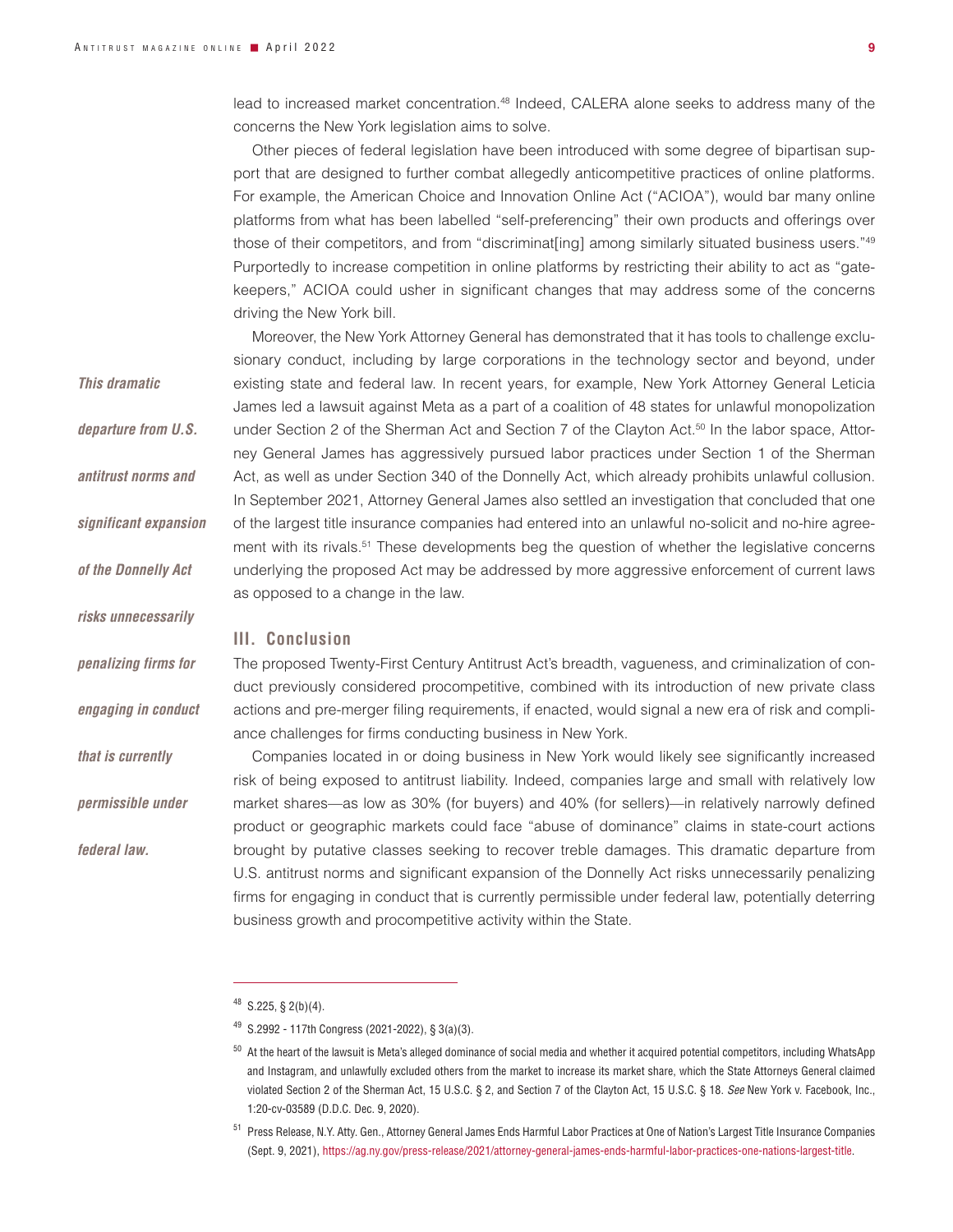lead to increased market concentration.[48] Indeed, CALERA alone seeks to address many of the concerns the New York legislation aims to solve.

Other pieces of federal legislation have been introduced with some degree of bipartisan support that are designed to further combat allegedly anticompetitive practices of online platforms. For example, the American Choice and Innovation Online Act ("ACIOA"), would bar many online platforms from what has been labelled "self-preferencing" their own products and offerings over those of their competitors, and from "discriminat[ing] among similarly situated business users."[49] Purportedly to increase competition in online platforms by restricting their ability to act as "gatekeepers," ACIOA could usher in significant changes that may address some of the concerns driving the New York bill.

Moreover, the New York Attorney General has demonstrated that it has tools to challenge exclusionary conduct, including by large corporations in the technology sector and beyond, under existing state and federal law. In recent years, for example, New York Attorney General Leticia James led a lawsuit against Meta as a part of a coalition of 48 states for unlawful monopolization under Section 2 of the Sherman Act and Section 7 of the Clayton Act.[50] In the labor space, Attorney General James has aggressively pursued labor practices under Section 1 of the Sherman Act, as well as under Section 340 of the Donnelly Act, which already prohibits unlawful collusion. In September 2021, Attorney General James also settled an investigation that concluded that one of the largest title insurance companies had entered into an unlawful no-solicit and no-hire agreement with its rivals.[51] These developments beg the question of whether the legislative concerns underlying the proposed Act may be addressed by more aggressive enforcement of current laws as opposed to a change in the law.

*This dramatic departure from U.S. antitrust norms and significant expansion of the Donnelly Act risks unnecessarily penalizing firms for engaging in conduct that is currently permissible under federal law.*

## III. Conclusion

The proposed Twenty-First Century Antitrust Act's breadth, vagueness, and criminalization of conduct previously considered procompetitive, combined with its introduction of new private class actions and pre-merger filing requirements, if enacted, would signal a new era of risk and compliance challenges for firms conducting business in New York.

Companies located in or doing business in New York would likely see significantly increased risk of being exposed to antitrust liability. Indeed, companies large and small with relatively low market shares—as low as 30% (for buyers) and 40% (for sellers)—in relatively narrowly defined product or geographic markets could face "abuse of dominance" claims in state-court actions brought by putative classes seeking to recover treble damages. This dramatic departure from U.S. antitrust norms and significant expansion of the Donnelly Act risks unnecessarily penalizing firms for engaging in conduct that is currently permissible under federal law, potentially deterring business growth and procompetitive activity within the State.

---

[48] S.225, § 2(b)(4).

[49] S.2992 - 117th Congress (2021-2022), § 3(a)(3).

[50] At the heart of the lawsuit is Meta's alleged dominance of social media and whether it acquired potential competitors, including WhatsApp and Instagram, and unlawfully excluded others from the market to increase its market share, which the State Attorneys General claimed violated Section 2 of the Sherman Act, 15 U.S.C. § 2, and Section 7 of the Clayton Act, 15 U.S.C. § 18. *See* New York v. Facebook, Inc., 1:20-cv-03589 (D.D.C. Dec. 9, 2020).

[51] Press Release, N.Y. Atty. Gen., Attorney General James Ends Harmful Labor Practices at One of Nation's Largest Title Insurance Companies (Sept. 9, 2021), https://ag.ny.gov/press-release/2021/attorney-general-james-ends-harmful-labor-practices-one-nations-largest-title.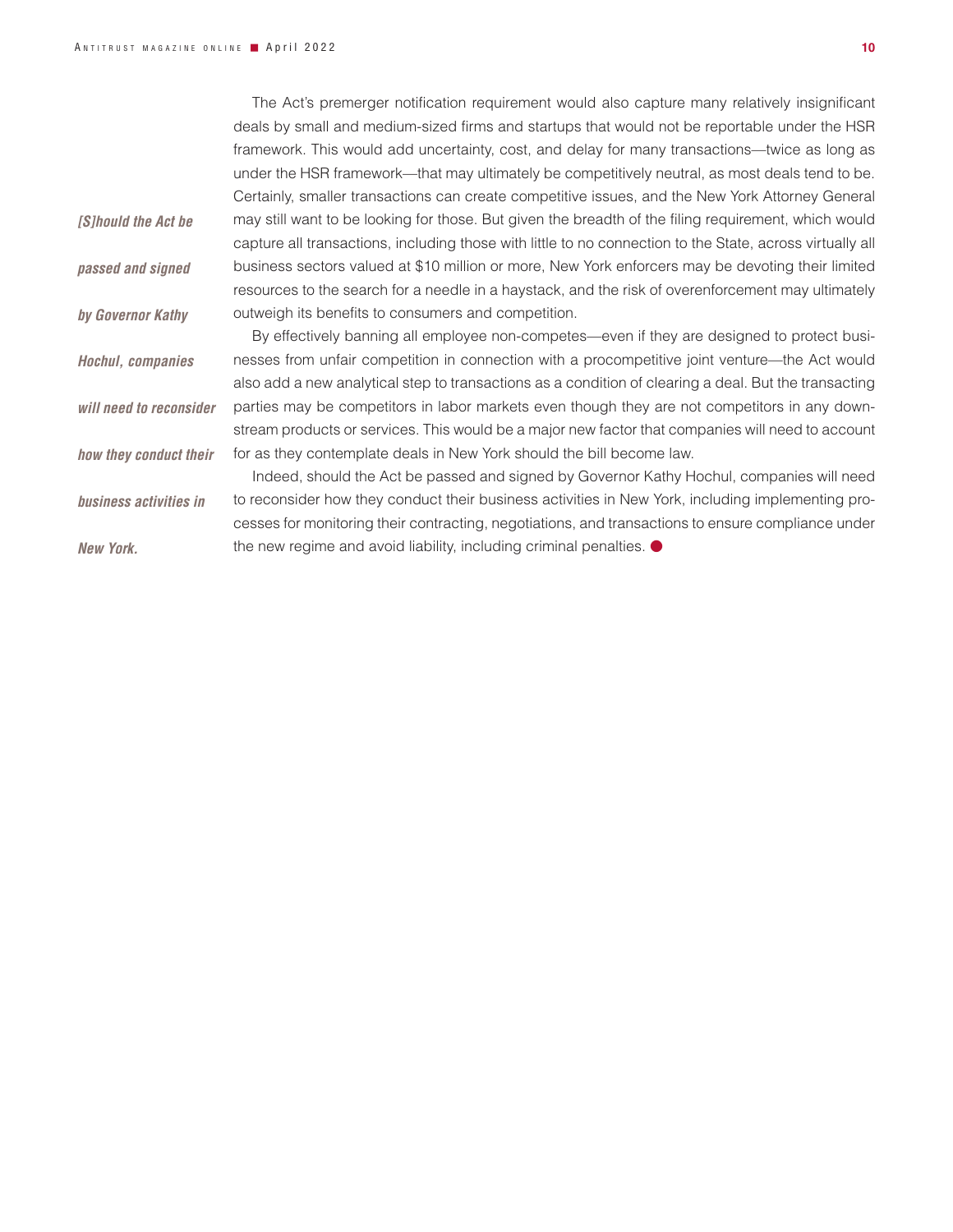The Act's premerger notification requirement would also capture many relatively insignificant deals by small and medium-sized firms and startups that would not be reportable under the HSR framework. This would add uncertainty, cost, and delay for many transactions—twice as long as under the HSR framework—that may ultimately be competitively neutral, as most deals tend to be. Certainly, smaller transactions can create competitive issues, and the New York Attorney General may still want to be looking for those. But given the breadth of the filing requirement, which would capture all transactions, including those with little to no connection to the State, across virtually all business sectors valued at $10 million or more, New York enforcers may be devoting their limited resources to the search for a needle in a haystack, and the risk of overenforcement may ultimately outweigh its benefits to consumers and competition.

*[S]hould the Act be passed and signed by Governor Kathy Hochul, companies will need to reconsider how they conduct their business activities in New York.*

By effectively banning all employee non-competes—even if they are designed to protect businesses from unfair competition in connection with a procompetitive joint venture—the Act would also add a new analytical step to transactions as a condition of clearing a deal. But the transacting parties may be competitors in labor markets even though they are not competitors in any downstream products or services. This would be a major new factor that companies will need to account for as they contemplate deals in New York should the bill become law.

Indeed, should the Act be passed and signed by Governor Kathy Hochul, companies will need to reconsider how they conduct their business activities in New York, including implementing processes for monitoring their contracting, negotiations, and transactions to ensure compliance under the new regime and avoid liability, including criminal penalties. ●